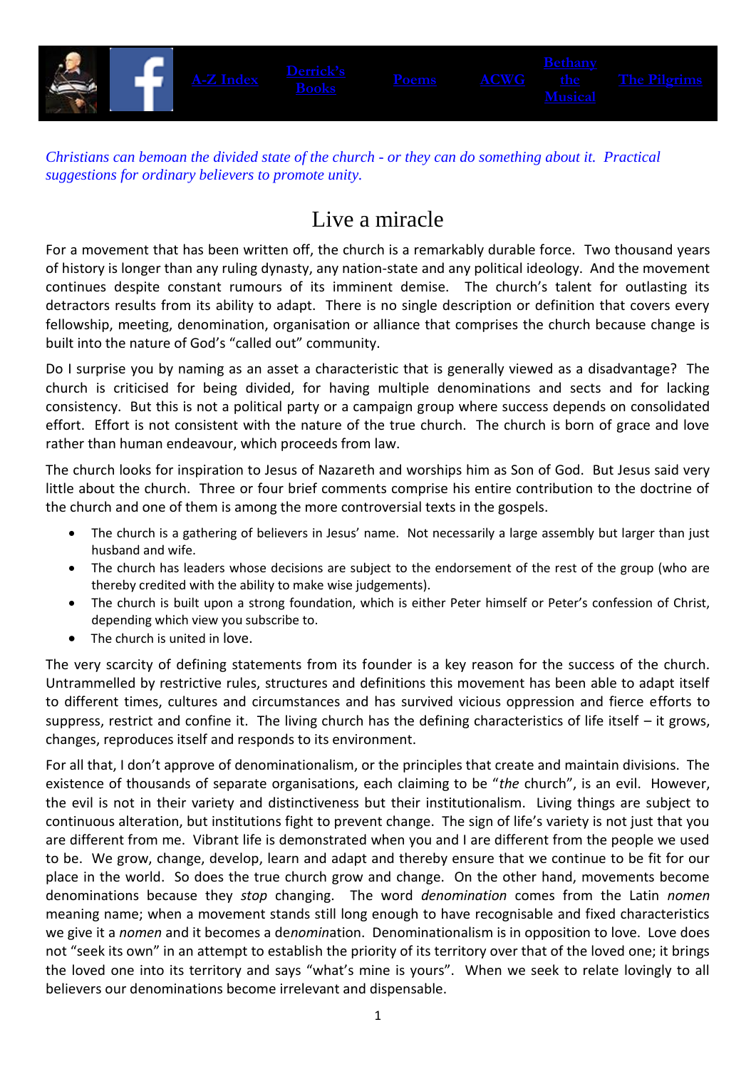A-Z Index | Derrick's Books | Poems | ACWG | Bethany the Musical | The Pilgrims

*Christians can bemoan the divided state of the church - or they can do something about it. Practical suggestions for ordinary believers to promote unity.*

# Live a miracle

For a movement that has been written off, the church is a remarkably durable force. Two thousand years of history is longer than any ruling dynasty, any nation-state and any political ideology. And the movement continues despite constant rumours of its imminent demise. The church's talent for outlasting its detractors results from its ability to adapt. There is no single description or definition that covers every fellowship, meeting, denomination, organisation or alliance that comprises the church because change is built into the nature of God's "called out" community.

Do I surprise you by naming as an asset a characteristic that is generally viewed as a disadvantage? The church is criticised for being divided, for having multiple denominations and sects and for lacking consistency. But this is not a political party or a campaign group where success depends on consolidated effort. Effort is not consistent with the nature of the true church. The church is born of grace and love rather than human endeavour, which proceeds from law.

The church looks for inspiration to Jesus of Nazareth and worships him as Son of God. But Jesus said very little about the church. Three or four brief comments comprise his entire contribution to the doctrine of the church and one of them is among the more controversial texts in the gospels.

- The church is a gathering of believers in Jesus' name. Not necessarily a large assembly but larger than just husband and wife.
- The church has leaders whose decisions are subject to the endorsement of the rest of the group (who are thereby credited with the ability to make wise judgements).
- The church is built upon a strong foundation, which is either Peter himself or Peter's confession of Christ, depending which view you subscribe to.
- The church is united in love.

The very scarcity of defining statements from its founder is a key reason for the success of the church. Untrammelled by restrictive rules, structures and definitions this movement has been able to adapt itself to different times, cultures and circumstances and has survived vicious oppression and fierce efforts to suppress, restrict and confine it. The living church has the defining characteristics of life itself – it grows, changes, reproduces itself and responds to its environment.

For all that, I don't approve of denominationalism, or the principles that create and maintain divisions. The existence of thousands of separate organisations, each claiming to be "*the* church", is an evil. However, the evil is not in their variety and distinctiveness but their institutionalism. Living things are subject to continuous alteration, but institutions fight to prevent change. The sign of life's variety is not just that you are different from me. Vibrant life is demonstrated when you and I are different from the people we used to be. We grow, change, develop, learn and adapt and thereby ensure that we continue to be fit for our place in the world. So does the true church grow and change. On the other hand, movements become denominations because they *stop* changing. The word *denomination* comes from the Latin *nomen* meaning name; when a movement stands still long enough to have recognisable and fixed characteristics we give it a *nomen* and it becomes a de*nomin*ation. Denominationalism is in opposition to love. Love does not "seek its own" in an attempt to establish the priority of its territory over that of the loved one; it brings the loved one into its territory and says "what's mine is yours". When we seek to relate lovingly to all believers our denominations become irrelevant and dispensable.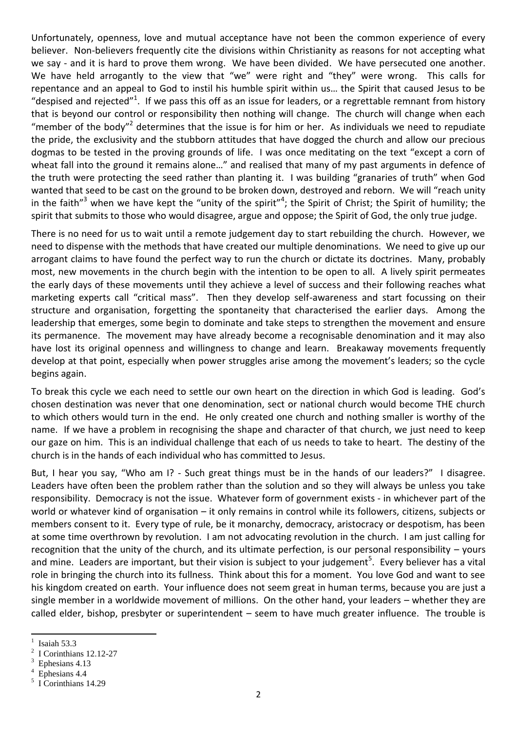Unfortunately, openness, love and mutual acceptance have not been the common experience of every believer. Non-believers frequently cite the divisions within Christianity as reasons for not accepting what we say - and it is hard to prove them wrong. We have been divided. We have persecuted one another. We have held arrogantly to the view that "we" were right and "they" were wrong. This calls for repentance and an appeal to God to instil his humble spirit within us… the Spirit that caused Jesus to be "despised and rejected"[1]. If we pass this off as an issue for leaders, or a regrettable remnant from history that is beyond our control or responsibility then nothing will change. The church will change when each "member of the body"[2] determines that the issue is for him or her. As individuals we need to repudiate the pride, the exclusivity and the stubborn attitudes that have dogged the church and allow our precious dogmas to be tested in the proving grounds of life. I was once meditating on the text "except a corn of wheat fall into the ground it remains alone…" and realised that many of my past arguments in defence of the truth were protecting the seed rather than planting it. I was building "granaries of truth" when God wanted that seed to be cast on the ground to be broken down, destroyed and reborn. We will "reach unity in the faith"[3] when we have kept the "unity of the spirit"[4]; the Spirit of Christ; the Spirit of humility; the spirit that submits to those who would disagree, argue and oppose; the Spirit of God, the only true judge.

There is no need for us to wait until a remote judgement day to start rebuilding the church. However, we need to dispense with the methods that have created our multiple denominations. We need to give up our arrogant claims to have found the perfect way to run the church or dictate its doctrines. Many, probably most, new movements in the church begin with the intention to be open to all. A lively spirit permeates the early days of these movements until they achieve a level of success and their following reaches what marketing experts call "critical mass". Then they develop self-awareness and start focussing on their structure and organisation, forgetting the spontaneity that characterised the earlier days. Among the leadership that emerges, some begin to dominate and take steps to strengthen the movement and ensure its permanence. The movement may have already become a recognisable denomination and it may also have lost its original openness and willingness to change and learn. Breakaway movements frequently develop at that point, especially when power struggles arise among the movement's leaders; so the cycle begins again.

To break this cycle we each need to settle our own heart on the direction in which God is leading. God's chosen destination was never that one denomination, sect or national church would become THE church to which others would turn in the end. He only created one church and nothing smaller is worthy of the name. If we have a problem in recognising the shape and character of that church, we just need to keep our gaze on him. This is an individual challenge that each of us needs to take to heart. The destiny of the church is in the hands of each individual who has committed to Jesus.

But, I hear you say, "Who am I? - Such great things must be in the hands of our leaders?" I disagree. Leaders have often been the problem rather than the solution and so they will always be unless you take responsibility. Democracy is not the issue. Whatever form of government exists - in whichever part of the world or whatever kind of organisation – it only remains in control while its followers, citizens, subjects or members consent to it. Every type of rule, be it monarchy, democracy, aristocracy or despotism, has been at some time overthrown by revolution. I am not advocating revolution in the church. I am just calling for recognition that the unity of the church, and its ultimate perfection, is our personal responsibility – yours and mine. Leaders are important, but their vision is subject to your judgement[5]. Every believer has a vital role in bringing the church into its fullness. Think about this for a moment. You love God and want to see his kingdom created on earth. Your influence does not seem great in human terms, because you are just a single member in a worldwide movement of millions. On the other hand, your leaders – whether they are called elder, bishop, presbyter or superintendent – seem to have much greater influence. The trouble is

---

[1] Isaiah 53.3
[2] I Corinthians 12.12-27
[3] Ephesians 4.13
[4] Ephesians 4.4
[5] I Corinthians 14.29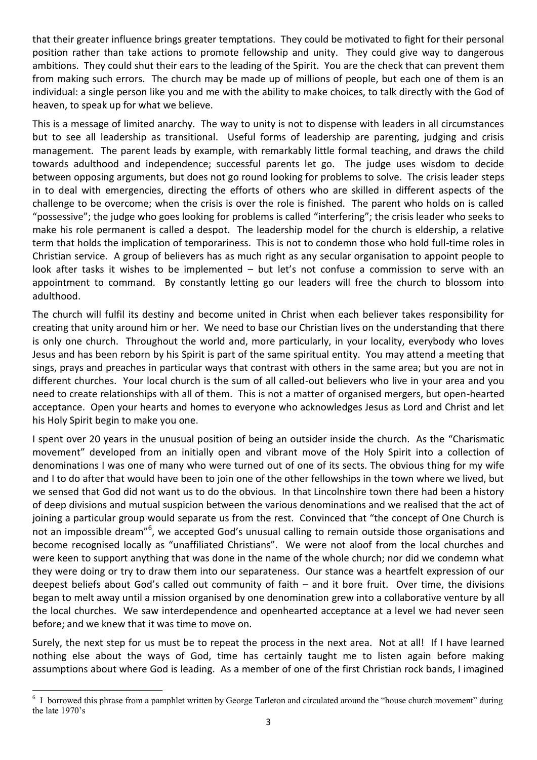that their greater influence brings greater temptations. They could be motivated to fight for their personal position rather than take actions to promote fellowship and unity. They could give way to dangerous ambitions. They could shut their ears to the leading of the Spirit. You are the check that can prevent them from making such errors. The church may be made up of millions of people, but each one of them is an individual: a single person like you and me with the ability to make choices, to talk directly with the God of heaven, to speak up for what we believe.

This is a message of limited anarchy. The way to unity is not to dispense with leaders in all circumstances but to see all leadership as transitional. Useful forms of leadership are parenting, judging and crisis management. The parent leads by example, with remarkably little formal teaching, and draws the child towards adulthood and independence; successful parents let go. The judge uses wisdom to decide between opposing arguments, but does not go round looking for problems to solve. The crisis leader steps in to deal with emergencies, directing the efforts of others who are skilled in different aspects of the challenge to be overcome; when the crisis is over the role is finished. The parent who holds on is called "possessive"; the judge who goes looking for problems is called "interfering"; the crisis leader who seeks to make his role permanent is called a despot. The leadership model for the church is eldership, a relative term that holds the implication of temporariness. This is not to condemn those who hold full-time roles in Christian service. A group of believers has as much right as any secular organisation to appoint people to look after tasks it wishes to be implemented – but let's not confuse a commission to serve with an appointment to command. By constantly letting go our leaders will free the church to blossom into adulthood.

The church will fulfil its destiny and become united in Christ when each believer takes responsibility for creating that unity around him or her. We need to base our Christian lives on the understanding that there is only one church. Throughout the world and, more particularly, in your locality, everybody who loves Jesus and has been reborn by his Spirit is part of the same spiritual entity. You may attend a meeting that sings, prays and preaches in particular ways that contrast with others in the same area; but you are not in different churches. Your local church is the sum of all called-out believers who live in your area and you need to create relationships with all of them. This is not a matter of organised mergers, but open-hearted acceptance. Open your hearts and homes to everyone who acknowledges Jesus as Lord and Christ and let his Holy Spirit begin to make you one.

I spent over 20 years in the unusual position of being an outsider inside the church. As the "Charismatic movement" developed from an initially open and vibrant move of the Holy Spirit into a collection of denominations I was one of many who were turned out of one of its sects. The obvious thing for my wife and I to do after that would have been to join one of the other fellowships in the town where we lived, but we sensed that God did not want us to do the obvious. In that Lincolnshire town there had been a history of deep divisions and mutual suspicion between the various denominations and we realised that the act of joining a particular group would separate us from the rest. Convinced that "the concept of One Church is not an impossible dream"[6], we accepted God's unusual calling to remain outside those organisations and become recognised locally as "unaffiliated Christians". We were not aloof from the local churches and were keen to support anything that was done in the name of the whole church; nor did we condemn what they were doing or try to draw them into our separateness. Our stance was a heartfelt expression of our deepest beliefs about God's called out community of faith – and it bore fruit. Over time, the divisions began to melt away until a mission organised by one denomination grew into a collaborative venture by all the local churches. We saw interdependence and openhearted acceptance at a level we had never seen before; and we knew that it was time to move on.

Surely, the next step for us must be to repeat the process in the next area. Not at all! If I have learned nothing else about the ways of God, time has certainly taught me to listen again before making assumptions about where God is leading. As a member of one of the first Christian rock bands, I imagined

---

[6] I borrowed this phrase from a pamphlet written by George Tarleton and circulated around the "house church movement" during the late 1970's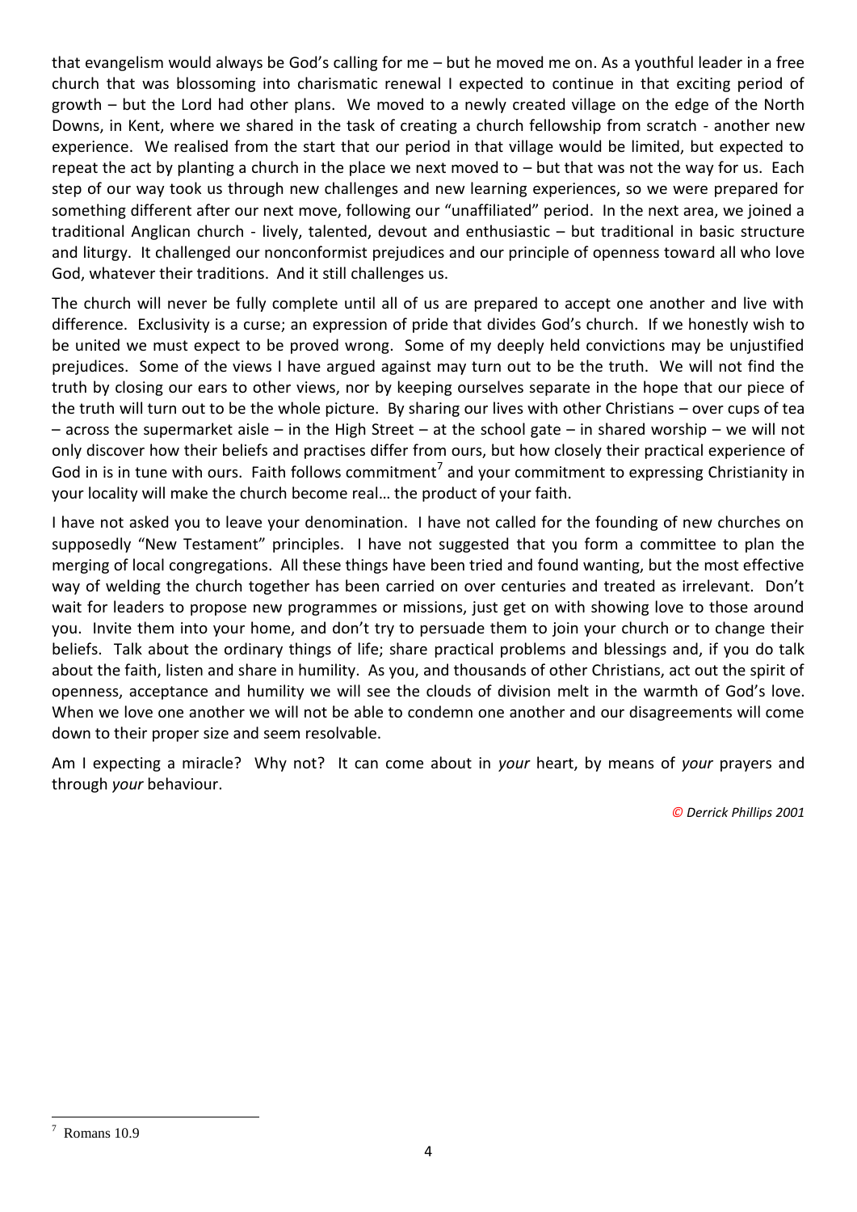that evangelism would always be God's calling for me – but he moved me on. As a youthful leader in a free church that was blossoming into charismatic renewal I expected to continue in that exciting period of growth – but the Lord had other plans. We moved to a newly created village on the edge of the North Downs, in Kent, where we shared in the task of creating a church fellowship from scratch - another new experience. We realised from the start that our period in that village would be limited, but expected to repeat the act by planting a church in the place we next moved to – but that was not the way for us. Each step of our way took us through new challenges and new learning experiences, so we were prepared for something different after our next move, following our "unaffiliated" period. In the next area, we joined a traditional Anglican church - lively, talented, devout and enthusiastic – but traditional in basic structure and liturgy. It challenged our nonconformist prejudices and our principle of openness toward all who love God, whatever their traditions. And it still challenges us.

The church will never be fully complete until all of us are prepared to accept one another and live with difference. Exclusivity is a curse; an expression of pride that divides God's church. If we honestly wish to be united we must expect to be proved wrong. Some of my deeply held convictions may be unjustified prejudices. Some of the views I have argued against may turn out to be the truth. We will not find the truth by closing our ears to other views, nor by keeping ourselves separate in the hope that our piece of the truth will turn out to be the whole picture. By sharing our lives with other Christians – over cups of tea – across the supermarket aisle – in the High Street – at the school gate – in shared worship – we will not only discover how their beliefs and practises differ from ours, but how closely their practical experience of God in is in tune with ours. Faith follows commitment[7] and your commitment to expressing Christianity in your locality will make the church become real… the product of your faith.

I have not asked you to leave your denomination. I have not called for the founding of new churches on supposedly "New Testament" principles. I have not suggested that you form a committee to plan the merging of local congregations. All these things have been tried and found wanting, but the most effective way of welding the church together has been carried on over centuries and treated as irrelevant. Don't wait for leaders to propose new programmes or missions, just get on with showing love to those around you. Invite them into your home, and don't try to persuade them to join your church or to change their beliefs. Talk about the ordinary things of life; share practical problems and blessings and, if you do talk about the faith, listen and share in humility. As you, and thousands of other Christians, act out the spirit of openness, acceptance and humility we will see the clouds of division melt in the warmth of God's love. When we love one another we will not be able to condemn one another and our disagreements will come down to their proper size and seem resolvable.

Am I expecting a miracle? Why not? It can come about in *your* heart, by means of *your* prayers and through *your* behaviour.

*© Derrick Phillips 2001*

---

[7] Romans 10.9